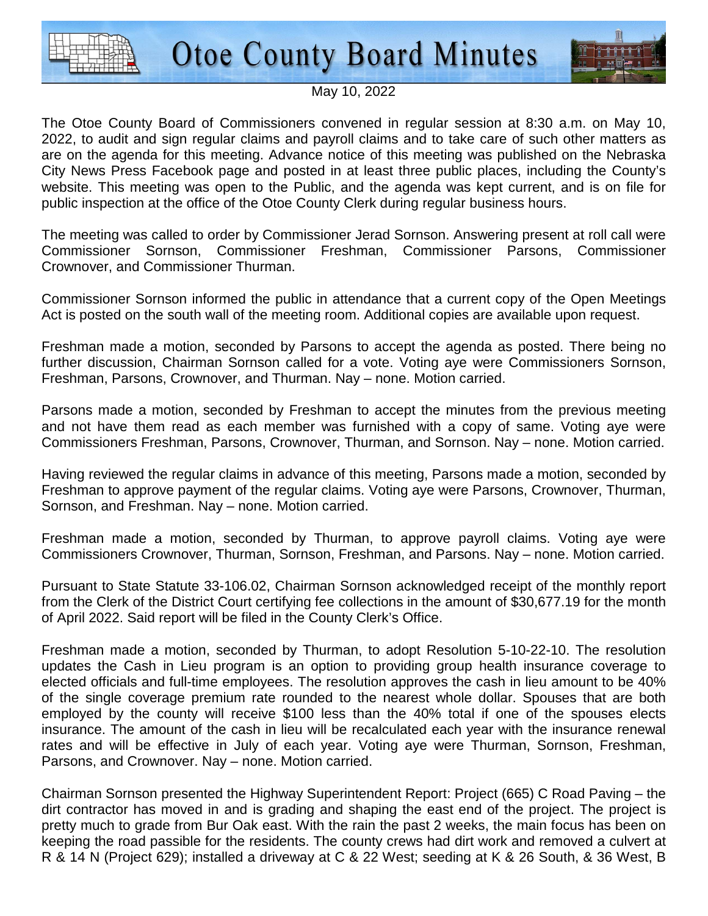# Otoe County Board Minutes

May 10, 2022

The Otoe County Board of Commissioners convened in regular session at 8:30 a.m. on May 10, 2022, to audit and sign regular claims and payroll claims and to take care of such other matters as are on the agenda for this meeting. Advance notice of this meeting was published on the Nebraska City News Press Facebook page and posted in at least three public places, including the County's website. This meeting was open to the Public, and the agenda was kept current, and is on file for public inspection at the office of the Otoe County Clerk during regular business hours.

The meeting was called to order by Commissioner Jerad Sornson. Answering present at roll call were Commissioner Sornson, Commissioner Freshman, Commissioner Parsons, Commissioner Crownover, and Commissioner Thurman.

Commissioner Sornson informed the public in attendance that a current copy of the Open Meetings Act is posted on the south wall of the meeting room. Additional copies are available upon request.

Freshman made a motion, seconded by Parsons to accept the agenda as posted. There being no further discussion, Chairman Sornson called for a vote. Voting aye were Commissioners Sornson, Freshman, Parsons, Crownover, and Thurman. Nay – none. Motion carried.

Parsons made a motion, seconded by Freshman to accept the minutes from the previous meeting and not have them read as each member was furnished with a copy of same. Voting aye were Commissioners Freshman, Parsons, Crownover, Thurman, and Sornson. Nay – none. Motion carried.

Having reviewed the regular claims in advance of this meeting, Parsons made a motion, seconded by Freshman to approve payment of the regular claims. Voting aye were Parsons, Crownover, Thurman, Sornson, and Freshman. Nay – none. Motion carried.

Freshman made a motion, seconded by Thurman, to approve payroll claims. Voting aye were Commissioners Crownover, Thurman, Sornson, Freshman, and Parsons. Nay – none. Motion carried.

Pursuant to State Statute 33-106.02, Chairman Sornson acknowledged receipt of the monthly report from the Clerk of the District Court certifying fee collections in the amount of $30,677.19 for the month of April 2022. Said report will be filed in the County Clerk's Office.

Freshman made a motion, seconded by Thurman, to adopt Resolution 5-10-22-10. The resolution updates the Cash in Lieu program is an option to providing group health insurance coverage to elected officials and full-time employees. The resolution approves the cash in lieu amount to be 40% of the single coverage premium rate rounded to the nearest whole dollar. Spouses that are both employed by the county will receive $100 less than the 40% total if one of the spouses elects insurance. The amount of the cash in lieu will be recalculated each year with the insurance renewal rates and will be effective in July of each year. Voting aye were Thurman, Sornson, Freshman, Parsons, and Crownover. Nay – none. Motion carried.

Chairman Sornson presented the Highway Superintendent Report: Project (665) C Road Paving – the dirt contractor has moved in and is grading and shaping the east end of the project. The project is pretty much to grade from Bur Oak east. With the rain the past 2 weeks, the main focus has been on keeping the road passible for the residents. The county crews had dirt work and removed a culvert at R & 14 N (Project 629); installed a driveway at C & 22 West; seeding at K & 26 South, & 36 West, B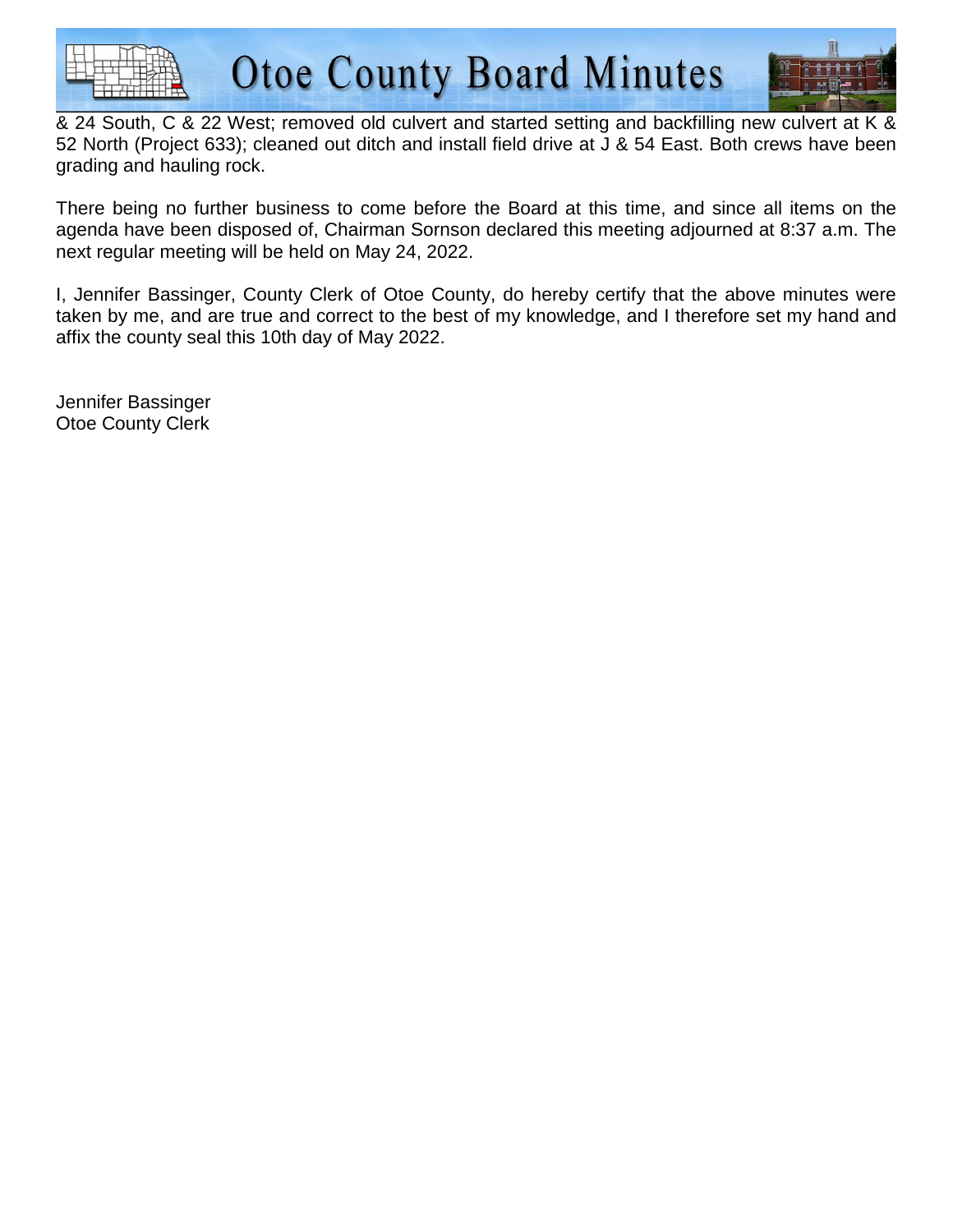& 24 South, C & 22 West; removed old culvert and started setting and backfilling new culvert at K & 52 North (Project 633); cleaned out ditch and install field drive at J & 54 East. Both crews have been grading and hauling rock.

There being no further business to come before the Board at this time, and since all items on the agenda have been disposed of, Chairman Sornson declared this meeting adjourned at 8:37 a.m. The next regular meeting will be held on May 24, 2022.

I, Jennifer Bassinger, County Clerk of Otoe County, do hereby certify that the above minutes were taken by me, and are true and correct to the best of my knowledge, and I therefore set my hand and affix the county seal this 10th day of May 2022.

Jennifer Bassinger
Otoe County Clerk